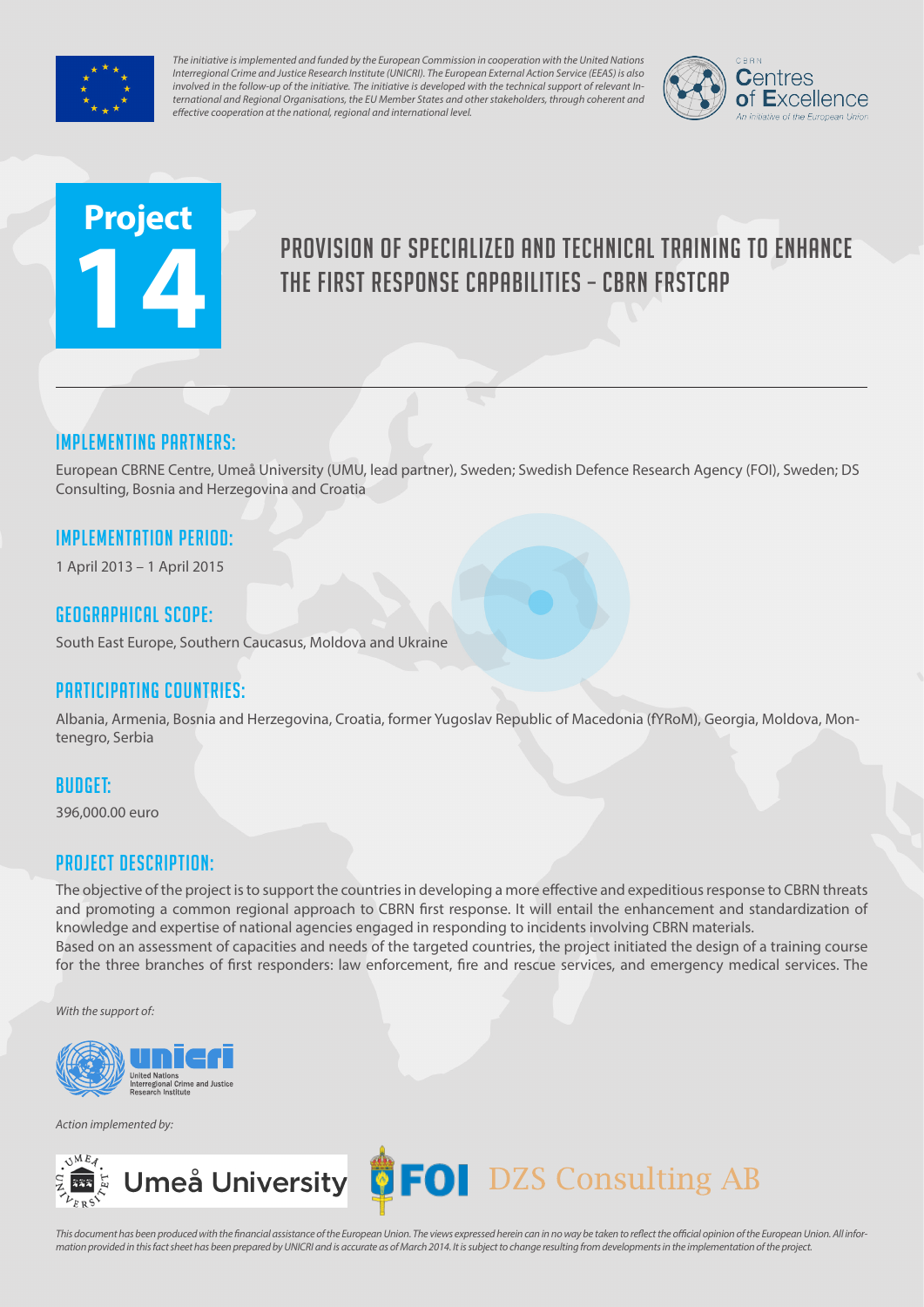*The initiative is implemented and funded by the European Commission in cooperation with the United Nations Interregional Crime and Justice Research Institute (UNICRI). The European External Action Service (EEAS) is also involved in the follow-up of the initiative. The initiative is developed with the technical support of relevant International and Regional Organisations, the EU Member States and other stakeholders, through coherent and effective cooperation at the national, regional and international level.*

CBRN Centres of Excellence
*An initiative of the European Union*

# Project 14

# PROVISION OF SPECIALIZED AND TECHNICAL TRAINING TO ENHANCE THE FIRST RESPONSE CAPABILITIES – CBRN FRSTCAP

## IMPLEMENTING PARTNERS:

European CBRNE Centre, Umeå University (UMU, lead partner), Sweden; Swedish Defence Research Agency (FOI), Sweden; DS Consulting, Bosnia and Herzegovina and Croatia

## IMPLEMENTATION PERIOD:

1 April 2013 – 1 April 2015

## GEOGRAPHICAL SCOPE:

South East Europe, Southern Caucasus, Moldova and Ukraine

## PARTICIPATING COUNTRIES:

Albania, Armenia, Bosnia and Herzegovina, Croatia, former Yugoslav Republic of Macedonia (fYRoM), Georgia, Moldova, Montenegro, Serbia

## BUDGET:

396,000.00 euro

## PROJECT DESCRIPTION:

The objective of the project is to support the countries in developing a more effective and expeditious response to CBRN threats and promoting a common regional approach to CBRN first response. It will entail the enhancement and standardization of knowledge and expertise of national agencies engaged in responding to incidents involving CBRN materials.

Based on an assessment of capacities and needs of the targeted countries, the project initiated the design of a training course for the three branches of first responders: law enforcement, fire and rescue services, and emergency medical services. The

*With the support of:*

unicri
United Nations Interregional Crime and Justice Research Institute

*Action implemented by:*

Umeå University FOI DZS Consulting AB

*This document has been produced with the financial assistance of the European Union. The views expressed herein can in no way be taken to reflect the official opinion of the European Union. All information provided in this fact sheet has been prepared by UNICRI and is accurate as of March 2014. It is subject to change resulting from developments in the implementation of the project.*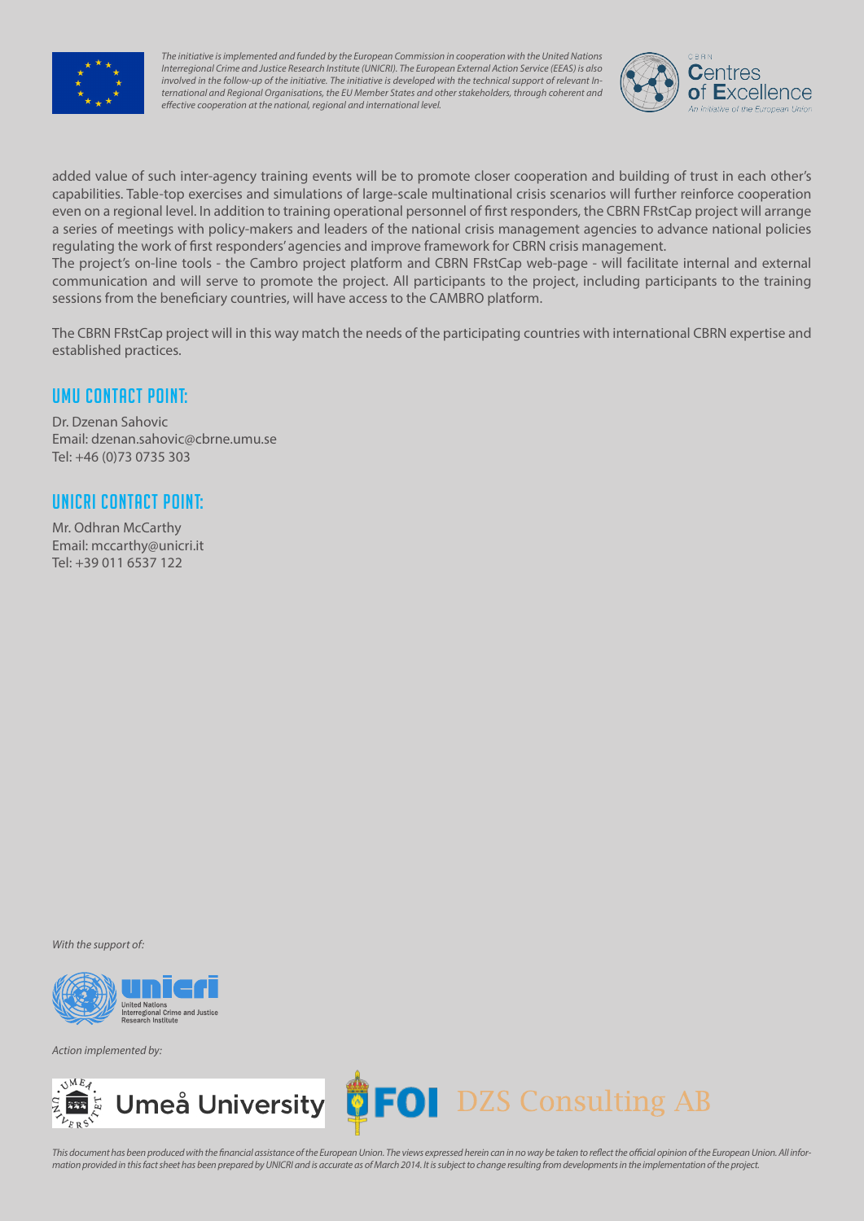*The initiative is implemented and funded by the European Commission in cooperation with the United Nations Interregional Crime and Justice Research Institute (UNICRI). The European External Action Service (EEAS) is also involved in the follow-up of the initiative. The initiative is developed with the technical support of relevant International and Regional Organisations, the EU Member States and other stakeholders, through coherent and effective cooperation at the national, regional and international level.*

CBRN Centres of Excellence
*An initiative of the European Union*

added value of such inter-agency training events will be to promote closer cooperation and building of trust in each other's capabilities. Table-top exercises and simulations of large-scale multinational crisis scenarios will further reinforce cooperation even on a regional level. In addition to training operational personnel of first responders, the CBRN FRstCap project will arrange a series of meetings with policy-makers and leaders of the national crisis management agencies to advance national policies regulating the work of first responders' agencies and improve framework for CBRN crisis management.
The project's on-line tools - the Cambro project platform and CBRN FRstCap web-page - will facilitate internal and external communication and will serve to promote the project. All participants to the project, including participants to the training sessions from the beneficiary countries, will have access to the CAMBRO platform.

The CBRN FRstCap project will in this way match the needs of the participating countries with international CBRN expertise and established practices.

## UMU CONTACT POINT:

Dr. Dzenan Sahovic
Email: dzenan.sahovic@cbrne.umu.se
Tel: +46 (0)73 0735 303

## UNICRI CONTACT POINT:

Mr. Odhran McCarthy
Email: mccarthy@unicri.it
Tel: +39 011 6537 122

*With the support of:*

unicri
United Nations Interregional Crime and Justice Research Institute

*Action implemented by:*

Umeå University FOI DZS Consulting AB

*This document has been produced with the financial assistance of the European Union. The views expressed herein can in no way be taken to reflect the official opinion of the European Union. All information provided in this fact sheet has been prepared by UNICRI and is accurate as of March 2014. It is subject to change resulting from developments in the implementation of the project.*